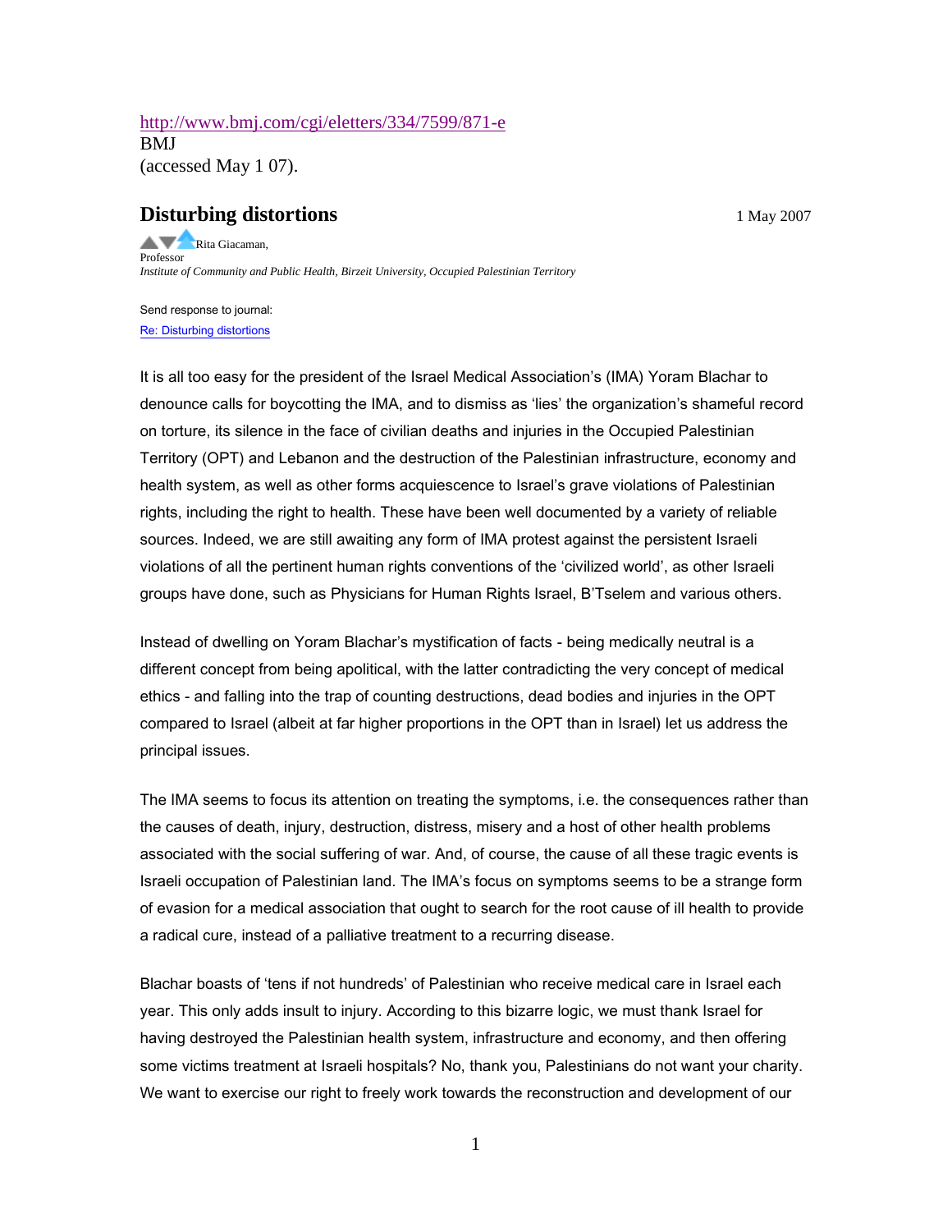http://www.bmj.com/cgi/eletters/334/7599/871-e
BMJ
(accessed May 1 07).

## Disturbing distortions

1 May 2007

Rita Giacaman,
Professor
*Institute of Community and Public Health, Birzeit University, Occupied Palestinian Territory*

Send response to journal:
Re: Disturbing distortions

It is all too easy for the president of the Israel Medical Association's (IMA) Yoram Blachar to denounce calls for boycotting the IMA, and to dismiss as 'lies' the organization's shameful record on torture, its silence in the face of civilian deaths and injuries in the Occupied Palestinian Territory (OPT) and Lebanon and the destruction of the Palestinian infrastructure, economy and health system, as well as other forms acquiescence to Israel's grave violations of Palestinian rights, including the right to health. These have been well documented by a variety of reliable sources. Indeed, we are still awaiting any form of IMA protest against the persistent Israeli violations of all the pertinent human rights conventions of the 'civilized world', as other Israeli groups have done, such as Physicians for Human Rights Israel, B'Tselem and various others.

Instead of dwelling on Yoram Blachar's mystification of facts - being medically neutral is a different concept from being apolitical, with the latter contradicting the very concept of medical ethics - and falling into the trap of counting destructions, dead bodies and injuries in the OPT compared to Israel (albeit at far higher proportions in the OPT than in Israel) let us address the principal issues.

The IMA seems to focus its attention on treating the symptoms, i.e. the consequences rather than the causes of death, injury, destruction, distress, misery and a host of other health problems associated with the social suffering of war. And, of course, the cause of all these tragic events is Israeli occupation of Palestinian land. The IMA's focus on symptoms seems to be a strange form of evasion for a medical association that ought to search for the root cause of ill health to provide a radical cure, instead of a palliative treatment to a recurring disease.

Blachar boasts of 'tens if not hundreds' of Palestinian who receive medical care in Israel each year. This only adds insult to injury. According to this bizarre logic, we must thank Israel for having destroyed the Palestinian health system, infrastructure and economy, and then offering some victims treatment at Israeli hospitals? No, thank you, Palestinians do not want your charity. We want to exercise our right to freely work towards the reconstruction and development of our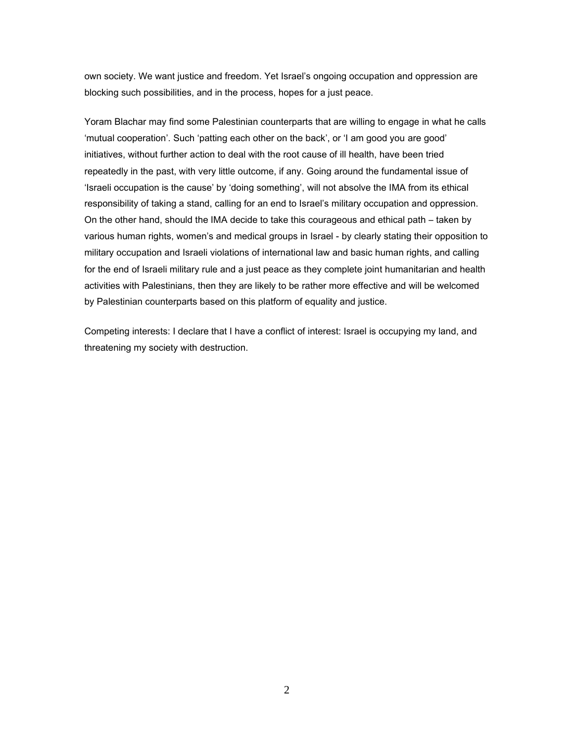own society. We want justice and freedom. Yet Israel's ongoing occupation and oppression are blocking such possibilities, and in the process, hopes for a just peace.

Yoram Blachar may find some Palestinian counterparts that are willing to engage in what he calls 'mutual cooperation'. Such 'patting each other on the back', or 'I am good you are good' initiatives, without further action to deal with the root cause of ill health, have been tried repeatedly in the past, with very little outcome, if any. Going around the fundamental issue of 'Israeli occupation is the cause' by 'doing something', will not absolve the IMA from its ethical responsibility of taking a stand, calling for an end to Israel's military occupation and oppression. On the other hand, should the IMA decide to take this courageous and ethical path – taken by various human rights, women's and medical groups in Israel - by clearly stating their opposition to military occupation and Israeli violations of international law and basic human rights, and calling for the end of Israeli military rule and a just peace as they complete joint humanitarian and health activities with Palestinians, then they are likely to be rather more effective and will be welcomed by Palestinian counterparts based on this platform of equality and justice.

Competing interests: I declare that I have a conflict of interest: Israel is occupying my land, and threatening my society with destruction.